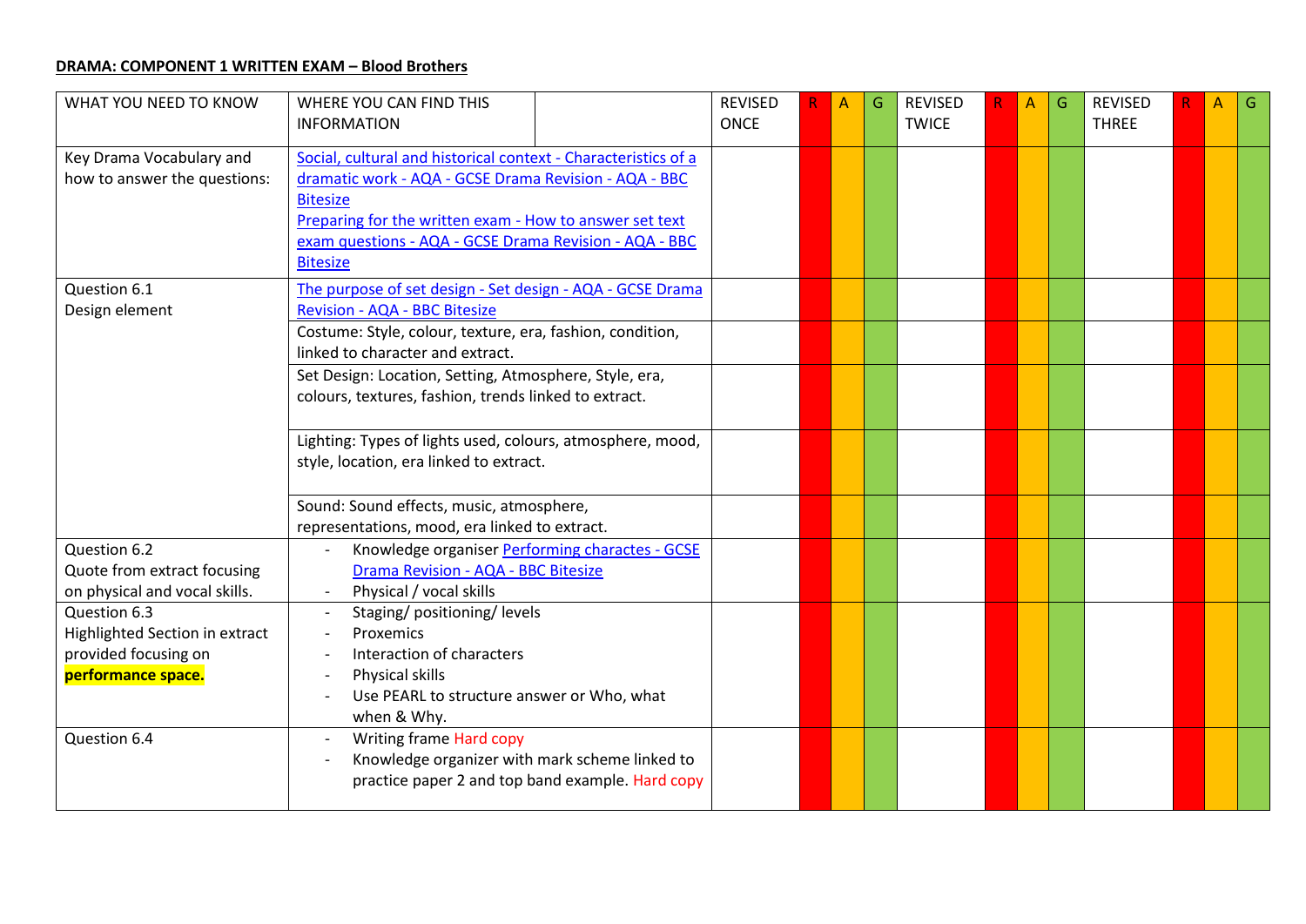**DRAMA: COMPONENT 1 WRITTEN EXAM – Blood Brothers**

| WHAT YOU NEED TO KNOW | WHERE YOU CAN FIND THIS INFORMATION | | REVISED ONCE | R | A | G | REVISED TWICE | R | A | G | REVISED THREE | R | A | G |
|---|---|---|---|---|---|---|---|---|---|---|---|---|---|---|
| Key Drama Vocabulary and how to answer the questions: | Social, cultural and historical context - Characteristics of a dramatic work - AQA - GCSE Drama Revision - AQA - BBC Bitesize<br>Preparing for the written exam - How to answer set text exam questions - AQA - GCSE Drama Revision - AQA - BBC Bitesize | | | | | | | | | | | | | |
| Question 6.1<br>Design element | The purpose of set design - Set design - AQA - GCSE Drama Revision - AQA - BBC Bitesize | | | | | | | | | | | | | |
| | Costume: Style, colour, texture, era, fashion, condition, linked to character and extract. | | | | | | | | | | | | | |
| | Set Design: Location, Setting, Atmosphere, Style, era, colours, textures, fashion, trends linked to extract. | | | | | | | | | | | | | |
| | Lighting: Types of lights used, colours, atmosphere, mood, style, location, era linked to extract. | | | | | | | | | | | | | |
| | Sound: Sound effects, music, atmosphere, representations, mood, era linked to extract. | | | | | | | | | | | | | |
| Question 6.2<br>Quote from extract focusing on physical and vocal skills. | - Knowledge organiser Performing charactes - GCSE Drama Revision - AQA - BBC Bitesize<br>- Physical / vocal skills | | | | | | | | | | | | | |
| Question 6.3<br>Highlighted Section in extract provided focusing on **performance space.** | - Staging/ positioning/ levels<br>- Proxemics<br>- Interaction of characters<br>- Physical skills<br>- Use PEARL to structure answer or Who, what when & Why. | | | | | | | | | | | | | |
| Question 6.4 | - Writing frame Hard copy<br>- Knowledge organizer with mark scheme linked to practice paper 2 and top band example. Hard copy | | | | | | | | | | | | | |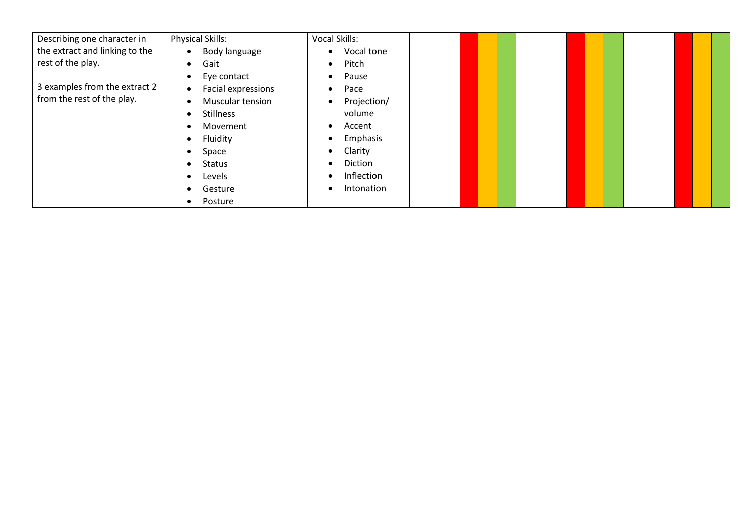| | | | | | | | | | | | | | |
|---|---|---|---|---|---|---|---|---|---|---|---|---|---|
| Describing one character in the extract and linking to the rest of the play.<br><br>3 examples from the extract 2 from the rest of the play. | Physical Skills:<br>• Body language<br>• Gait<br>• Eye contact<br>• Facial expressions<br>• Muscular tension<br>• Stillness<br>• Movement<br>• Fluidity<br>• Space<br>• Status<br>• Levels<br>• Gesture<br>• Posture | Vocal Skills:<br>• Vocal tone<br>• Pitch<br>• Pause<br>• Pace<br>• Projection/ volume<br>• Accent<br>• Emphasis<br>• Clarity<br>• Diction<br>• Inflection<br>• Intonation | | | | | | | | | | | |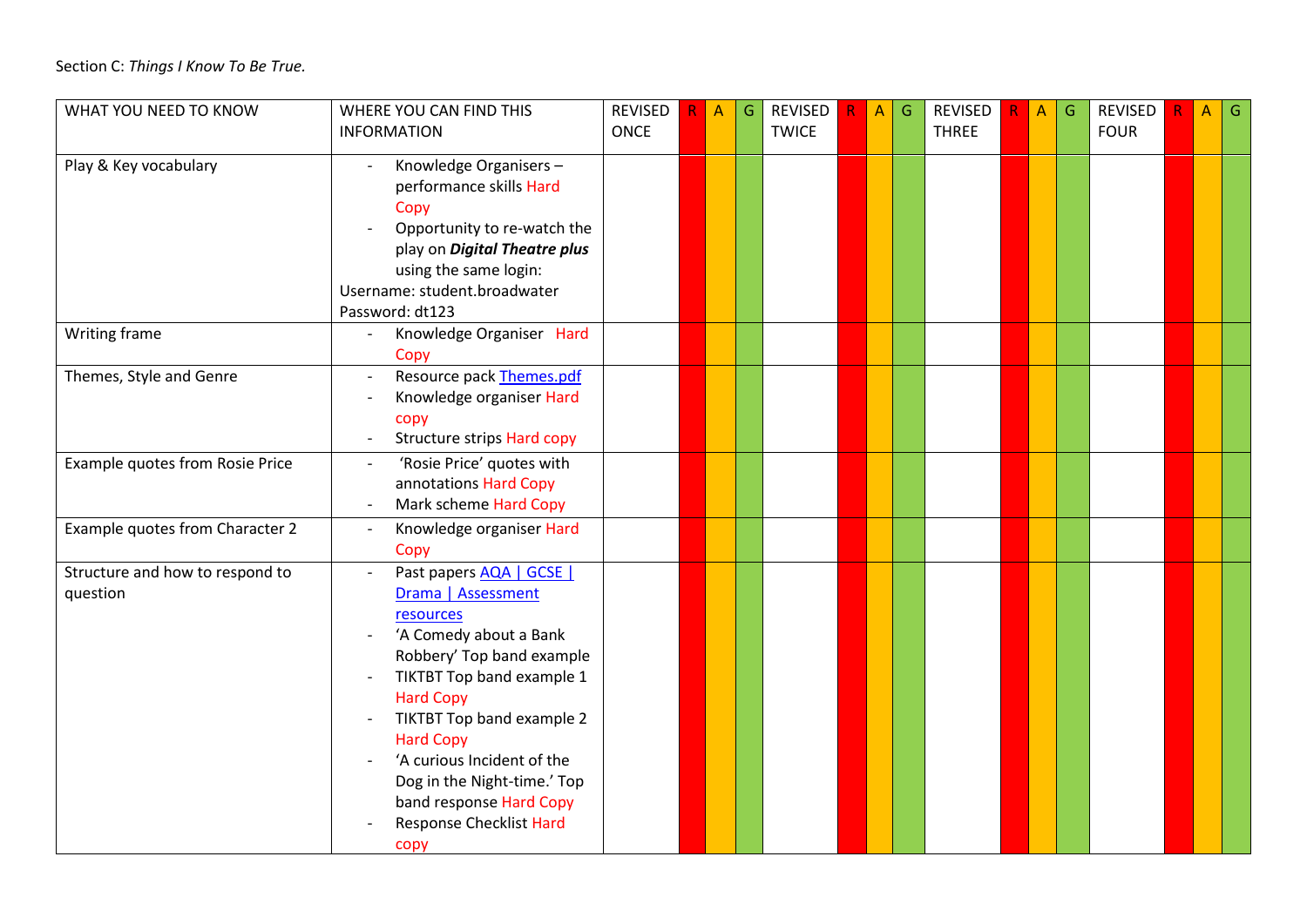Section C: *Things I Know To Be True.*

| WHAT YOU NEED TO KNOW | WHERE YOU CAN FIND THIS INFORMATION | REVISED ONCE | R | A | G | REVISED TWICE | R | A | G | REVISED THREE | R | A | G | REVISED FOUR | R | A | G |
|---|---|---|---|---|---|---|---|---|---|---|---|---|---|---|---|---|---|
| Play & Key vocabulary | - Knowledge Organisers – performance skills Hard Copy<br>- Opportunity to re-watch the play on ***Digital Theatre plus*** using the same login:<br>Username: student.broadwater<br>Password: dt123 | | | | | | | | | | | | | | | | |
| Writing frame | - Knowledge Organiser Hard Copy | | | | | | | | | | | | | | | | |
| Themes, Style and Genre | - Resource pack Themes.pdf<br>- Knowledge organiser Hard copy<br>- Structure strips Hard copy | | | | | | | | | | | | | | | | |
| Example quotes from Rosie Price | - 'Rosie Price' quotes with annotations Hard Copy<br>- Mark scheme Hard Copy | | | | | | | | | | | | | | | | |
| Example quotes from Character 2 | - Knowledge organiser Hard Copy | | | | | | | | | | | | | | | | |
| Structure and how to respond to question | - Past papers AQA \| GCSE \| Drama \| Assessment resources<br>- 'A Comedy about a Bank Robbery' Top band example<br>- TIKTBT Top band example 1 Hard Copy<br>- TIKTBT Top band example 2 Hard Copy<br>- 'A curious Incident of the Dog in the Night-time.' Top band response Hard Copy<br>- Response Checklist Hard copy | | | | | | | | | | | | | | | | |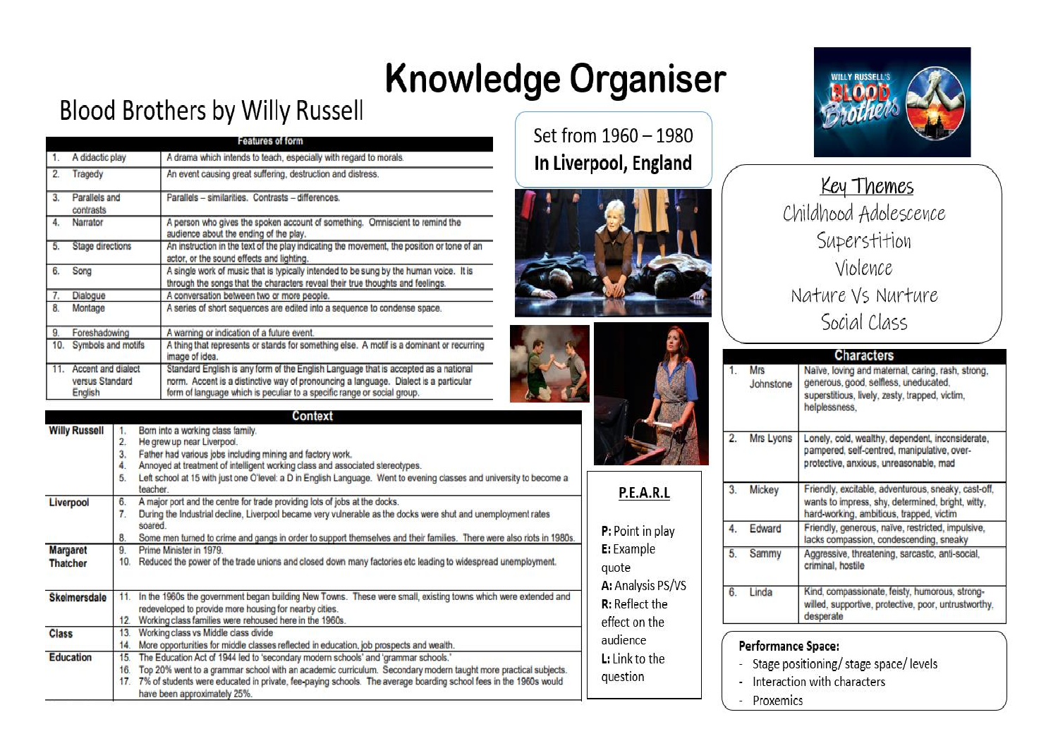# Knowledge Organiser

## Blood Brothers by Willy Russell

| Features of form | | |
|---|---|---|
| 1. | A didactic play | A drama which intends to teach, especially with regard to morals. |
| 2. | Tragedy | An event causing great suffering, destruction and distress. |
| 3. | Parallels and contrasts | Parallels – similarities. Contrasts – differences. |
| 4. | Narrator | A person who gives the spoken account of something. Omniscient to remind the audience about the ending of the play. |
| 5. | Stage directions | An instruction in the text of the play indicating the movement, the position or tone of an actor, or the sound effects and lighting. |
| 6. | Song | A single work of music that is typically intended to be sung by the human voice. It is through the songs that the characters reveal their true thoughts and feelings. |
| 7. | Dialogue | A conversation between two or more people. |
| 8. | Montage | A series of short sequences are edited into a sequence to condense space. |
| 9. | Foreshadowing | A warning or indication of a future event. |
| 10. | Symbols and motifs | A thing that represents or stands for something else. A motif is a dominant or recurring image of idea. |
| 11. | Accent and dialect versus Standard English | Standard English is any form of the English Language that is accepted as a national norm. Accent is a distinctive way of pronouncing a language. Dialect is a particular form of language which is peculiar to a specific range or social group. |

Set from 1960 – 1980

**In Liverpool, England**

### Key Themes

Childhood Adolescence

Superstition

Violence

Nature Vs Nurture

Social Class

| Context | |
|---|---|
| **Willy Russell** | 1. Born into a working class family.<br>2. He grew up near Liverpool.<br>3. Father had various jobs including mining and factory work.<br>4. Annoyed at treatment of intelligent working class and associated stereotypes.<br>5. Left school at 15 with just one O'level: a D in English Language. Went to evening classes and university to become a teacher. |
| **Liverpool** | 6. A major port and the centre for trade providing lots of jobs at the docks.<br>7. During the Industrial decline, Liverpool became very vulnerable as the docks were shut and unemployment rates soared.<br>8. Some men turned to crime and gangs in order to support themselves and their families. There were also riots in 1980s. |
| **Margaret Thatcher** | 9. Prime Minister in 1979.<br>10. Reduced the power of the trade unions and closed down many factories etc leading to widespread unemployment. |
| **Skelmersdale** | 11. In the 1960s the government began building New Towns. These were small, existing towns which were extended and redeveloped to provide more housing for nearby cities.<br>12. Working class families were rehoused here in the 1960s. |
| **Class** | 13. Working class vs Middle class divide<br>14. More opportunities for middle classes reflected in education, job prospects and wealth. |
| **Education** | 15. The Education Act of 1944 led to 'secondary modern schools' and 'grammar schools.'<br>16. Top 20% went to a grammar school with an academic curriculum. Secondary modern taught more practical subjects.<br>17. 7% of students were educated in private, fee-paying schools. The average boarding school fees in the 1960s would have been approximately 25%. |

### P.E.A.R.L

**P:** Point in play

**E:** Example quote

**A:** Analysis PS/VS

**R:** Reflect the effect on the audience

**L:** Link to the question

| Characters | | |
|---|---|---|
| 1. | Mrs Johnstone | Naïve, loving and maternal, caring, rash, strong, generous, good, selfless, uneducated, superstitious, lively, zesty, trapped, victim, helplessness, |
| 2. | Mrs Lyons | Lonely, cold, wealthy, dependent, inconsiderate, pampered, self-centred, manipulative, over-protective, anxious, unreasonable, mad |
| 3. | Mickey | Friendly, excitable, adventurous, sneaky, cast-off, wants to impress, shy, determined, bright, witty, hard-working, ambitious, trapped, victim |
| 4. | Edward | Friendly, generous, naïve, restricted, impulsive, lacks compassion, condescending, sneaky |
| 5. | Sammy | Aggressive, threatening, sarcastic, anti-social, criminal, hostile |
| 6. | Linda | Kind, compassionate, feisty, humorous, strong-willed, supportive, protective, poor, untrustworthy, desperate |

### Performance Space:

- Stage positioning/ stage space/ levels
- Interaction with characters
- Proxemics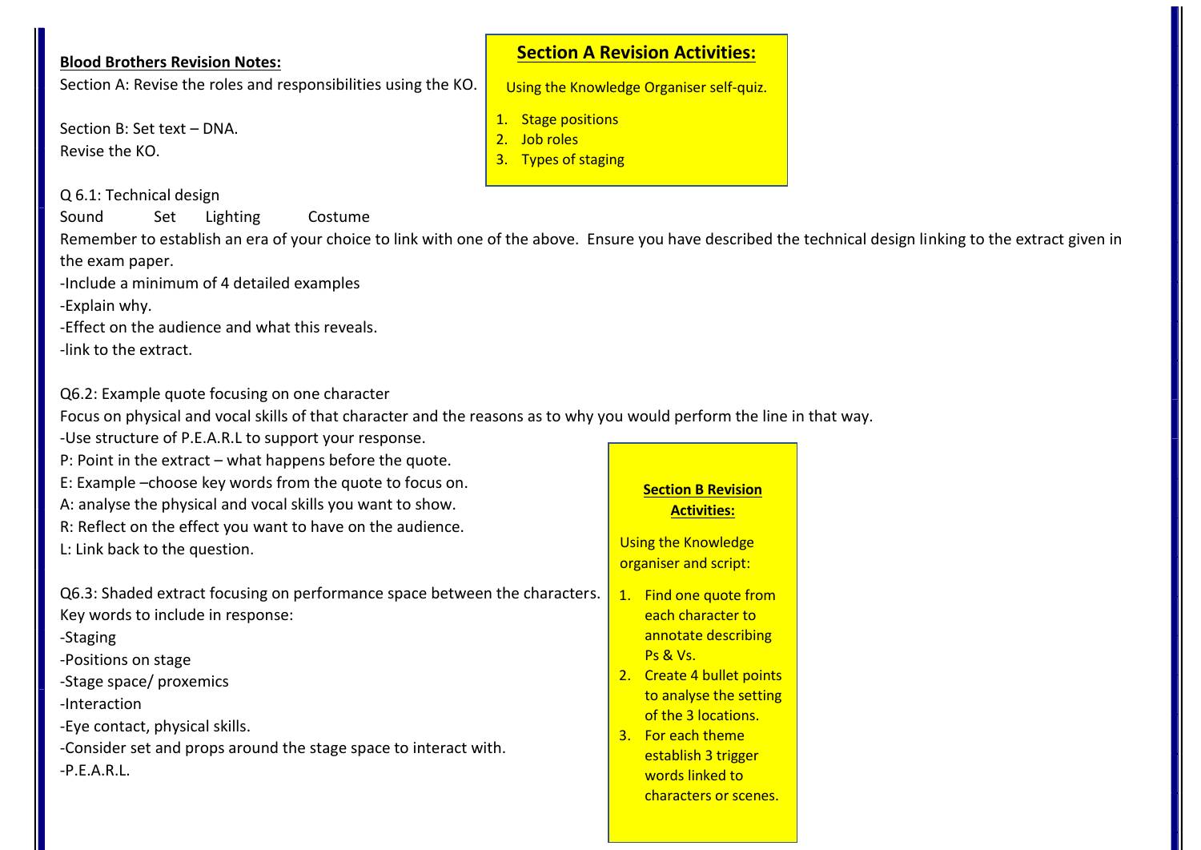**Blood Brothers Revision Notes:**

Section A: Revise the roles and responsibilities using the KO.

Section B: Set text – DNA.
Revise the KO.

## Section A Revision Activities:

Using the Knowledge Organiser self-quiz.

1. Stage positions
2. Job roles
3. Types of staging

Q 6.1: Technical design

Sound  Set  Lighting  Costume

Remember to establish an era of your choice to link with one of the above. Ensure you have described the technical design linking to the extract given in the exam paper.

- Include a minimum of 4 detailed examples
- Explain why.
- Effect on the audience and what this reveals.
- link to the extract.

Q6.2: Example quote focusing on one character

Focus on physical and vocal skills of that character and the reasons as to why you would perform the line in that way.

- Use structure of P.E.A.R.L to support your response.

P: Point in the extract – what happens before the quote.
E: Example –choose key words from the quote to focus on.
A: analyse the physical and vocal skills you want to show.
R: Reflect on the effect you want to have on the audience.
L: Link back to the question.

Q6.3: Shaded extract focusing on performance space between the characters.

Key words to include in response:

- Staging
- Positions on stage
- Stage space/ proxemics
- Interaction
- Eye contact, physical skills.
- Consider set and props around the stage space to interact with.
- P.E.A.R.L.

**Section B Revision Activities:**

Using the Knowledge organiser and script:

1. Find one quote from each character to annotate describing Ps & Vs.
2. Create 4 bullet points to analyse the setting of the 3 locations.
3. For each theme establish 3 trigger words linked to characters or scenes.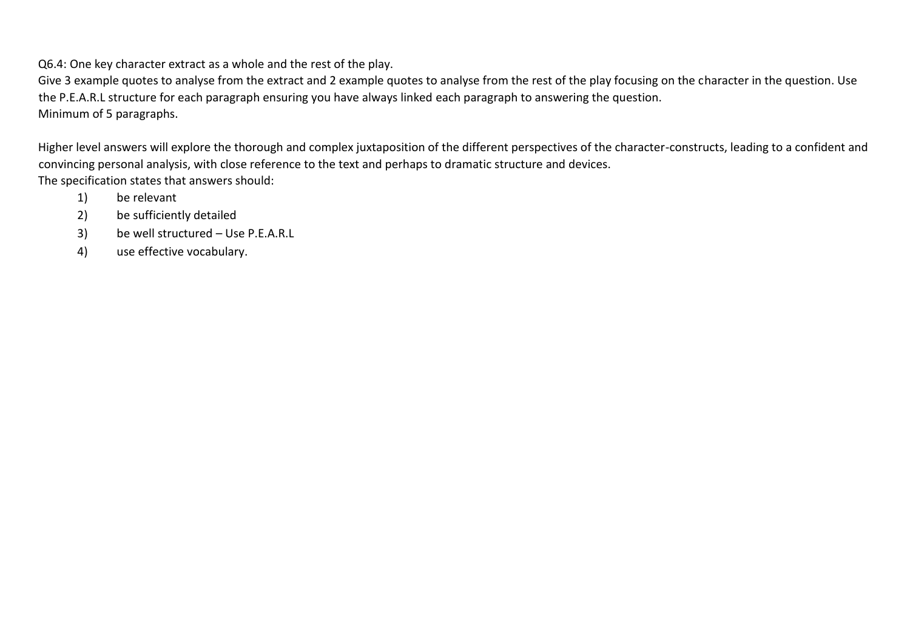Q6.4: One key character extract as a whole and the rest of the play.

Give 3 example quotes to analyse from the extract and 2 example quotes to analyse from the rest of the play focusing on the character in the question. Use the P.E.A.R.L structure for each paragraph ensuring you have always linked each paragraph to answering the question.

Minimum of 5 paragraphs.

Higher level answers will explore the thorough and complex juxtaposition of the different perspectives of the character-constructs, leading to a confident and convincing personal analysis, with close reference to the text and perhaps to dramatic structure and devices.

The specification states that answers should:

1) be relevant
2) be sufficiently detailed
3) be well structured – Use P.E.A.R.L
4) use effective vocabulary.